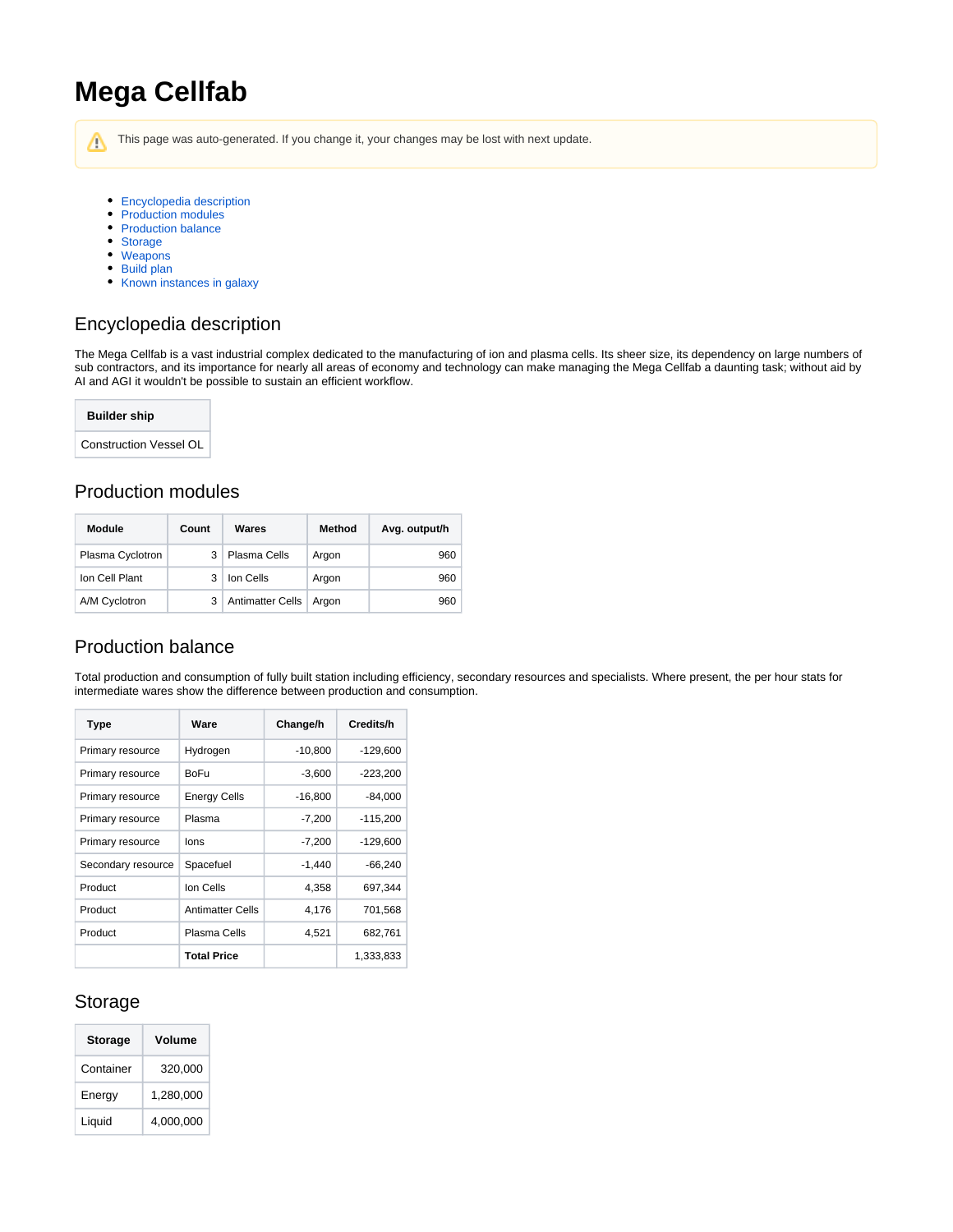# Mega Cellfab

⚠ This page was auto-generated. If you change it, your changes may be lost with next update.

- Encyclopedia description
- Production modules
- Production balance
- Storage
- Weapons
- Build plan
- Known instances in galaxy

## Encyclopedia description

The Mega Cellfab is a vast industrial complex dedicated to the manufacturing of ion and plasma cells. Its sheer size, its dependency on large numbers of sub contractors, and its importance for nearly all areas of economy and technology can make managing the Mega Cellfab a daunting task; without aid by AI and AGI it wouldn't be possible to sustain an efficient workflow.

| Builder ship |
|---|
| Construction Vessel OL |

## Production modules

| Module | Count | Wares | Method | Avg. output/h |
|---|---|---|---|---|
| Plasma Cyclotron | 3 | Plasma Cells | Argon | 960 |
| Ion Cell Plant | 3 | Ion Cells | Argon | 960 |
| A/M Cyclotron | 3 | Antimatter Cells | Argon | 960 |

## Production balance

Total production and consumption of fully built station including efficiency, secondary resources and specialists. Where present, the per hour stats for intermediate wares show the difference between production and consumption.

| Type | Ware | Change/h | Credits/h |
|---|---|---|---|
| Primary resource | Hydrogen | -10,800 | -129,600 |
| Primary resource | BoFu | -3,600 | -223,200 |
| Primary resource | Energy Cells | -16,800 | -84,000 |
| Primary resource | Plasma | -7,200 | -115,200 |
| Primary resource | Ions | -7,200 | -129,600 |
| Secondary resource | Spacefuel | -1,440 | -66,240 |
| Product | Ion Cells | 4,358 | 697,344 |
| Product | Antimatter Cells | 4,176 | 701,568 |
| Product | Plasma Cells | 4,521 | 682,761 |
| | **Total Price** | | 1,333,833 |

## Storage

| Storage | Volume |
|---|---|
| Container | 320,000 |
| Energy | 1,280,000 |
| Liquid | 4,000,000 |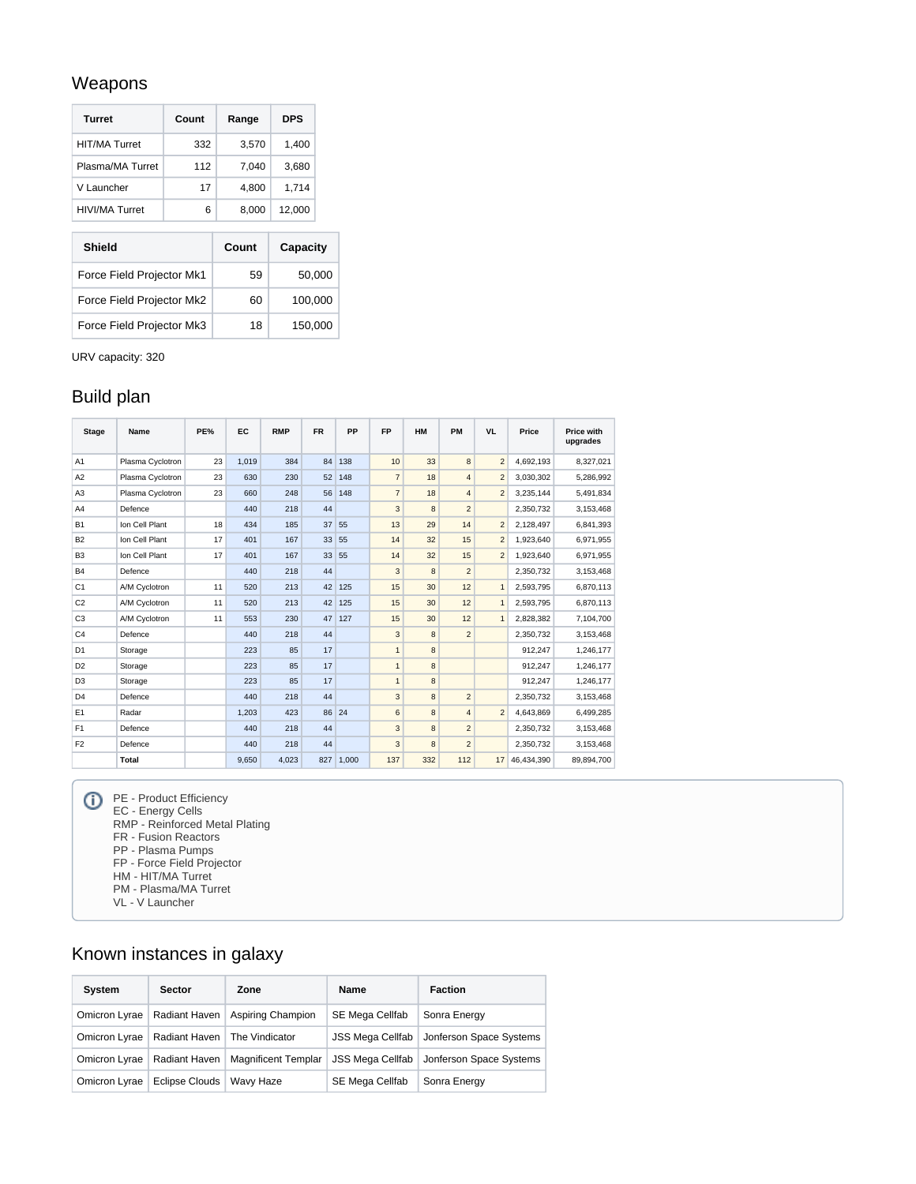## Weapons

| Turret | Count | Range | DPS |
|---|---|---|---|
| HIT/MA Turret | 332 | 3,570 | 1,400 |
| Plasma/MA Turret | 112 | 7,040 | 3,680 |
| V Launcher | 17 | 4,800 | 1,714 |
| HIVI/MA Turret | 6 | 8,000 | 12,000 |

| Shield | Count | Capacity |
|---|---|---|
| Force Field Projector Mk1 | 59 | 50,000 |
| Force Field Projector Mk2 | 60 | 100,000 |
| Force Field Projector Mk3 | 18 | 150,000 |

URV capacity: 320

## Build plan

| Stage | Name | PE% | EC | RMP | FR | PP | FP | HM | PM | VL | Price | Price with upgrades |
|---|---|---|---|---|---|---|---|---|---|---|---|---|
| A1 | Plasma Cyclotron | 23 | 1,019 | 384 | 84 | 138 | 10 | 33 | 8 | 2 | 4,692,193 | 8,327,021 |
| A2 | Plasma Cyclotron | 23 | 630 | 230 | 52 | 148 | 7 | 18 | 4 | 2 | 3,030,302 | 5,286,992 |
| A3 | Plasma Cyclotron | 23 | 660 | 248 | 56 | 148 | 7 | 18 | 4 | 2 | 3,235,144 | 5,491,834 |
| A4 | Defence | | 440 | 218 | 44 | | 3 | 8 | 2 | | 2,350,732 | 3,153,468 |
| B1 | Ion Cell Plant | 18 | 434 | 185 | 37 | 55 | 13 | 29 | 14 | 2 | 2,128,497 | 6,841,393 |
| B2 | Ion Cell Plant | 17 | 401 | 167 | 33 | 55 | 14 | 32 | 15 | 2 | 1,923,640 | 6,971,955 |
| B3 | Ion Cell Plant | 17 | 401 | 167 | 33 | 55 | 14 | 32 | 15 | 2 | 1,923,640 | 6,971,955 |
| B4 | Defence | | 440 | 218 | 44 | | 3 | 8 | 2 | | 2,350,732 | 3,153,468 |
| C1 | A/M Cyclotron | 11 | 520 | 213 | 42 | 125 | 15 | 30 | 12 | 1 | 2,593,795 | 6,870,113 |
| C2 | A/M Cyclotron | 11 | 520 | 213 | 42 | 125 | 15 | 30 | 12 | 1 | 2,593,795 | 6,870,113 |
| C3 | A/M Cyclotron | 11 | 553 | 230 | 47 | 127 | 15 | 30 | 12 | 1 | 2,828,382 | 7,104,700 |
| C4 | Defence | | 440 | 218 | 44 | | 3 | 8 | 2 | | 2,350,732 | 3,153,468 |
| D1 | Storage | | 223 | 85 | 17 | | 1 | 8 | | | 912,247 | 1,246,177 |
| D2 | Storage | | 223 | 85 | 17 | | 1 | 8 | | | 912,247 | 1,246,177 |
| D3 | Storage | | 223 | 85 | 17 | | 1 | 8 | | | 912,247 | 1,246,177 |
| D4 | Defence | | 440 | 218 | 44 | | 3 | 8 | 2 | | 2,350,732 | 3,153,468 |
| E1 | Radar | | 1,203 | 423 | 86 | 24 | 6 | 8 | 4 | 2 | 4,643,869 | 6,499,285 |
| F1 | Defence | | 440 | 218 | 44 | | 3 | 8 | 2 | | 2,350,732 | 3,153,468 |
| F2 | Defence | | 440 | 218 | 44 | | 3 | 8 | 2 | | 2,350,732 | 3,153,468 |
| | Total | | 9,650 | 4,023 | 827 | 1,000 | 137 | 332 | 112 | 17 | 46,434,390 | 89,894,700 |

PE - Product Efficiency
EC - Energy Cells
RMP - Reinforced Metal Plating
FR - Fusion Reactors
PP - Plasma Pumps
FP - Force Field Projector
HM - HIT/MA Turret
PM - Plasma/MA Turret
VL - V Launcher

## Known instances in galaxy

| System | Sector | Zone | Name | Faction |
|---|---|---|---|---|
| Omicron Lyrae | Radiant Haven | Aspiring Champion | SE Mega Cellfab | Sonra Energy |
| Omicron Lyrae | Radiant Haven | The Vindicator | JSS Mega Cellfab | Jonferson Space Systems |
| Omicron Lyrae | Radiant Haven | Magnificent Templar | JSS Mega Cellfab | Jonferson Space Systems |
| Omicron Lyrae | Eclipse Clouds | Wavy Haze | SE Mega Cellfab | Sonra Energy |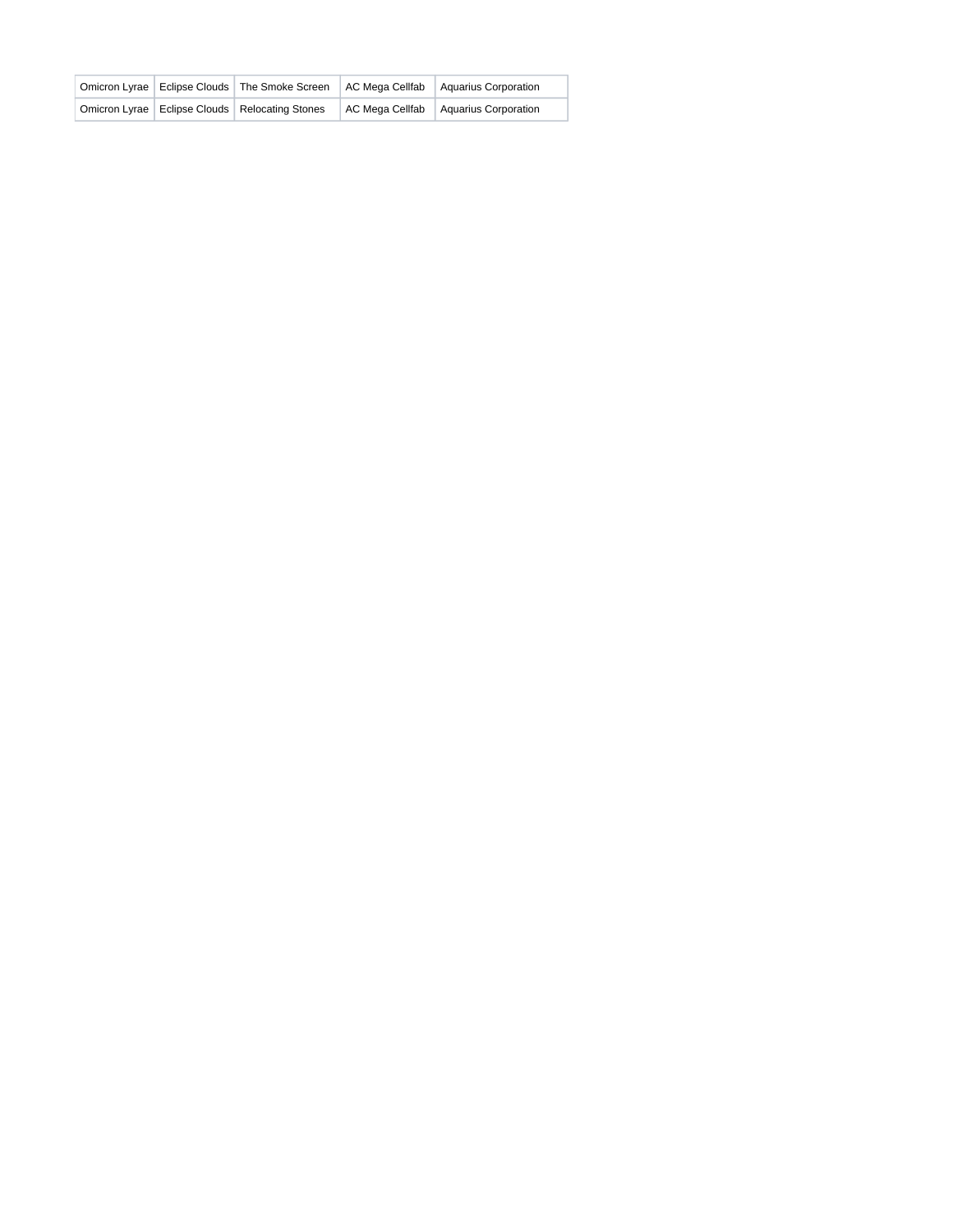| | | | | |
|---|---|---|---|---|
| Omicron Lyrae | Eclipse Clouds | The Smoke Screen | AC Mega Cellfab | Aquarius Corporation |
| Omicron Lyrae | Eclipse Clouds | Relocating Stones | AC Mega Cellfab | Aquarius Corporation |